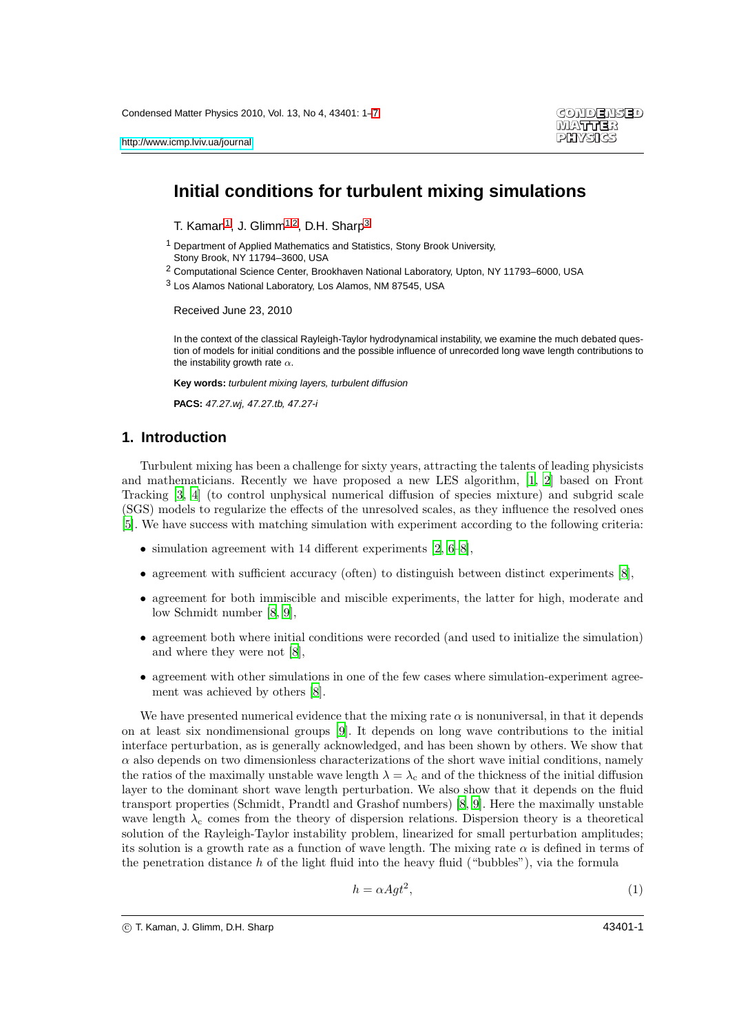# Initial conditions for turbulent mixing simulations

T. Kaman[1], J. Glimm[1,2], D.H. Sharp[3]

[1] Department of Applied Mathematics and Statistics, Stony Brook University, Stony Brook, NY 11794–3600, USA

[2] Computational Science Center, Brookhaven National Laboratory, Upton, NY 11793–6000, USA

[3] Los Alamos National Laboratory, Los Alamos, NM 87545, USA

Received June 23, 2010

In the context of the classical Rayleigh-Taylor hydrodynamical instability, we examine the much debated question of models for initial conditions and the possible influence of unrecorded long wave length contributions to the instability growth rate $\alpha$.

**Key words:** *turbulent mixing layers, turbulent diffusion*

**PACS:** *47.27.wj, 47.27.tb, 47.27-i*

## 1. Introduction

Turbulent mixing has been a challenge for sixty years, attracting the talents of leading physicists and mathematicians. Recently we have proposed a new LES algorithm, [1, 2] based on Front Tracking [3, 4] (to control unphysical numerical diffusion of species mixture) and subgrid scale (SGS) models to regularize the effects of the unresolved scales, as they influence the resolved ones [5]. We have success with matching simulation with experiment according to the following criteria:

- simulation agreement with 14 different experiments [2, 6–8],
- agreement with sufficient accuracy (often) to distinguish between distinct experiments [8],
- agreement for both immiscible and miscible experiments, the latter for high, moderate and low Schmidt number [8, 9],
- agreement both where initial conditions were recorded (and used to initialize the simulation) and where they were not [8],
- agreement with other simulations in one of the few cases where simulation-experiment agreement was achieved by others [8].

We have presented numerical evidence that the mixing rate $\alpha$ is nonuniversal, in that it depends on at least six nondimensional groups [9]. It depends on long wave contributions to the initial interface perturbation, as is generally acknowledged, and has been shown by others. We show that $\alpha$ also depends on two dimensionless characterizations of the short wave initial conditions, namely the ratios of the maximally unstable wave length $\lambda = \lambda_c$ and of the thickness of the initial diffusion layer to the dominant short wave length perturbation. We also show that it depends on the fluid transport properties (Schmidt, Prandtl and Grashof numbers) [8, 9]. Here the maximally unstable wave length $\lambda_c$ comes from the theory of dispersion relations. Dispersion theory is a theoretical solution of the Rayleigh-Taylor instability problem, linearized for small perturbation amplitudes; its solution is a growth rate as a function of wave length. The mixing rate $\alpha$ is defined in terms of the penetration distance $h$ of the light fluid into the heavy fluid ("bubbles"), via the formula

$$h = \alpha A g t^2, \tag{1}$$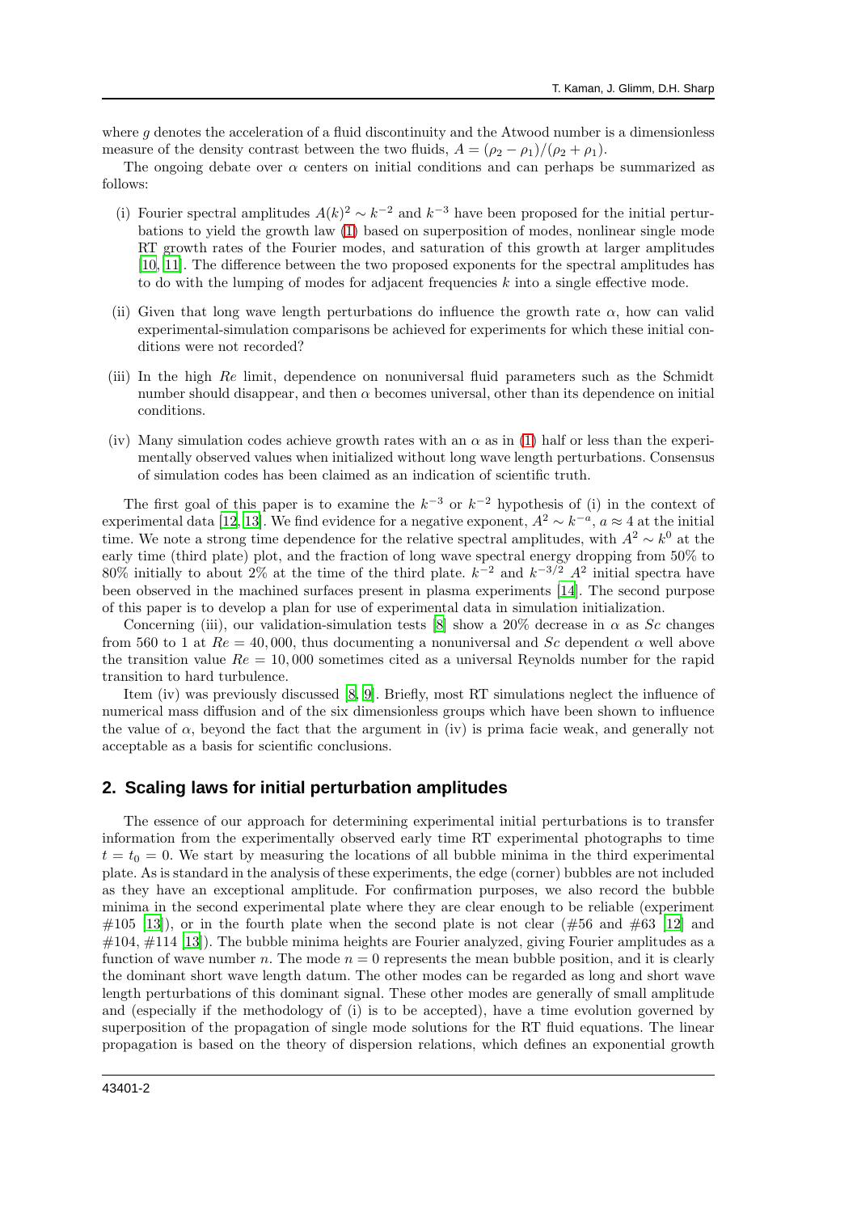where $g$ denotes the acceleration of a fluid discontinuity and the Atwood number is a dimensionless measure of the density contrast between the two fluids, $A = (\rho_2 - \rho_1)/(\rho_2 + \rho_1)$.

The ongoing debate over $\alpha$ centers on initial conditions and can perhaps be summarized as follows:

(i) Fourier spectral amplitudes $A(k)^2 \sim k^{-2}$ and $k^{-3}$ have been proposed for the initial perturbations to yield the growth law (1) based on superposition of modes, nonlinear single mode RT growth rates of the Fourier modes, and saturation of this growth at larger amplitudes [10, 11]. The difference between the two proposed exponents for the spectral amplitudes has to do with the lumping of modes for adjacent frequencies $k$ into a single effective mode.

(ii) Given that long wave length perturbations do influence the growth rate $\alpha$, how can valid experimental-simulation comparisons be achieved for experiments for which these initial conditions were not recorded?

(iii) In the high $Re$ limit, dependence on nonuniversal fluid parameters such as the Schmidt number should disappear, and then $\alpha$ becomes universal, other than its dependence on initial conditions.

(iv) Many simulation codes achieve growth rates with an $\alpha$ as in (1) half or less than the experimentally observed values when initialized without long wave length perturbations. Consensus of simulation codes has been claimed as an indication of scientific truth.

The first goal of this paper is to examine the $k^{-3}$ or $k^{-2}$ hypothesis of (i) in the context of experimental data [12, 13]. We find evidence for a negative exponent, $A^2 \sim k^{-a}$, $a \approx 4$ at the initial time. We note a strong time dependence for the relative spectral amplitudes, with $A^2 \sim k^0$ at the early time (third plate) plot, and the fraction of long wave spectral energy dropping from 50% to 80% initially to about 2% at the time of the third plate. $k^{-2}$ and $k^{-3/2}$ $A^2$ initial spectra have been observed in the machined surfaces present in plasma experiments [14]. The second purpose of this paper is to develop a plan for use of experimental data in simulation initialization.

Concerning (iii), our validation-simulation tests [8] show a 20% decrease in $\alpha$ as $Sc$ changes from 560 to 1 at $Re = 40,000$, thus documenting a nonuniversal and $Sc$ dependent $\alpha$ well above the transition value $Re = 10,000$ sometimes cited as a universal Reynolds number for the rapid transition to hard turbulence.

Item (iv) was previously discussed [8, 9]. Briefly, most RT simulations neglect the influence of numerical mass diffusion and of the six dimensionless groups which have been shown to influence the value of $\alpha$, beyond the fact that the argument in (iv) is prima facie weak, and generally not acceptable as a basis for scientific conclusions.

## 2. Scaling laws for initial perturbation amplitudes

The essence of our approach for determining experimental initial perturbations is to transfer information from the experimentally observed early time RT experimental photographs to time $t = t_0 = 0$. We start by measuring the locations of all bubble minima in the third experimental plate. As is standard in the analysis of these experiments, the edge (corner) bubbles are not included as they have an exceptional amplitude. For confirmation purposes, we also record the bubble minima in the second experimental plate where they are clear enough to be reliable (experiment #105 [13]), or in the fourth plate when the second plate is not clear (#56 and #63 [12] and #104, #114 [13]). The bubble minima heights are Fourier analyzed, giving Fourier amplitudes as a function of wave number $n$. The mode $n = 0$ represents the mean bubble position, and it is clearly the dominant short wave length datum. The other modes can be regarded as long and short wave length perturbations of this dominant signal. These other modes are generally of small amplitude and (especially if the methodology of (i) is to be accepted), have a time evolution governed by superposition of the propagation of single mode solutions for the RT fluid equations. The linear propagation is based on the theory of dispersion relations, which defines an exponential growth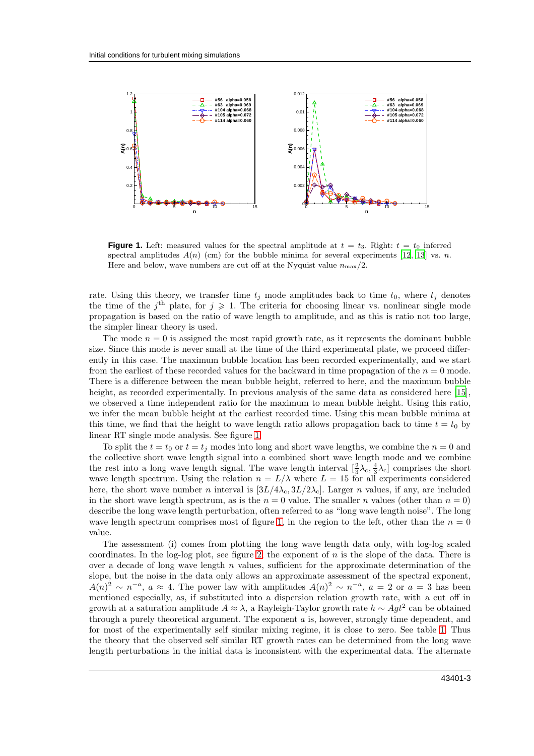**Figure 1.** Left: measured values for the spectral amplitude at $t = t_3$. Right: $t = t_0$ inferred spectral amplitudes $A(n)$ (cm) for the bubble minima for several experiments [12, 13] vs. $n$. Here and below, wave numbers are cut off at the Nyquist value $n_{\max}/2$.

rate. Using this theory, we transfer time $t_j$ mode amplitudes back to time $t_0$, where $t_j$ denotes the time of the $j^{\text{th}}$ plate, for $j \geqslant 1$. The criteria for choosing linear vs. nonlinear single mode propagation is based on the ratio of wave length to amplitude, and as this is ratio not too large, the simpler linear theory is used.

The mode $n = 0$ is assigned the most rapid growth rate, as it represents the dominant bubble size. Since this mode is never small at the time of the third experimental plate, we proceed differently in this case. The maximum bubble location has been recorded experimentally, and we start from the earliest of these recorded values for the backward in time propagation of the $n = 0$ mode. There is a difference between the mean bubble height, referred to here, and the maximum bubble height, as recorded experimentally. In previous analysis of the same data as considered here [15], we observed a time independent ratio for the maximum to mean bubble height. Using this ratio, we infer the mean bubble height at the earliest recorded time. Using this mean bubble minima at this time, we find that the height to wave length ratio allows propagation back to time $t = t_0$ by linear RT single mode analysis. See figure 1.

To split the $t = t_0$ or $t = t_j$ modes into long and short wave lengths, we combine the $n = 0$ and the collective short wave length signal into a combined short wave length mode and we combine the rest into a long wave length signal. The wave length interval $[\frac{2}{3}\lambda_{\mathrm{c}}, \frac{4}{3}\lambda_{\mathrm{c}}]$ comprises the short wave length spectrum. Using the relation $n = L/\lambda$ where $L = 15$ for all experiments considered here, the short wave number $n$ interval is $[3L/4\lambda_{\mathrm{c}}, 3L/2\lambda_{\mathrm{c}}]$. Larger $n$ values, if any, are included in the short wave length spectrum, as is the $n = 0$ value. The smaller $n$ values (other than $n = 0$) describe the long wave length perturbation, often referred to as "long wave length noise". The long wave length spectrum comprises most of figure 1, in the region to the left, other than the $n = 0$ value.

The assessment (i) comes from plotting the long wave length data only, with log-log scaled coordinates. In the log-log plot, see figure 2, the exponent of $n$ is the slope of the data. There is over a decade of long wave length $n$ values, sufficient for the approximate determination of the slope, but the noise in the data only allows an approximate assessment of the spectral exponent, $A(n)^2 \sim n^{-a}$, $a \approx 4$. The power law with amplitudes $A(n)^2 \sim n^{-a}$, $a = 2$ or $a = 3$ has been mentioned especially, as, if substituted into a dispersion relation growth rate, with a cut off in growth at a saturation amplitude $A \approx \lambda$, a Rayleigh-Taylor growth rate $h \sim Agt^2$ can be obtained through a purely theoretical argument. The exponent $a$ is, however, strongly time dependent, and for most of the experimentally self similar mixing regime, it is close to zero. See table 1. Thus the theory that the observed self similar RT growth rates can be determined from the long wave length perturbations in the initial data is inconsistent with the experimental data. The alternate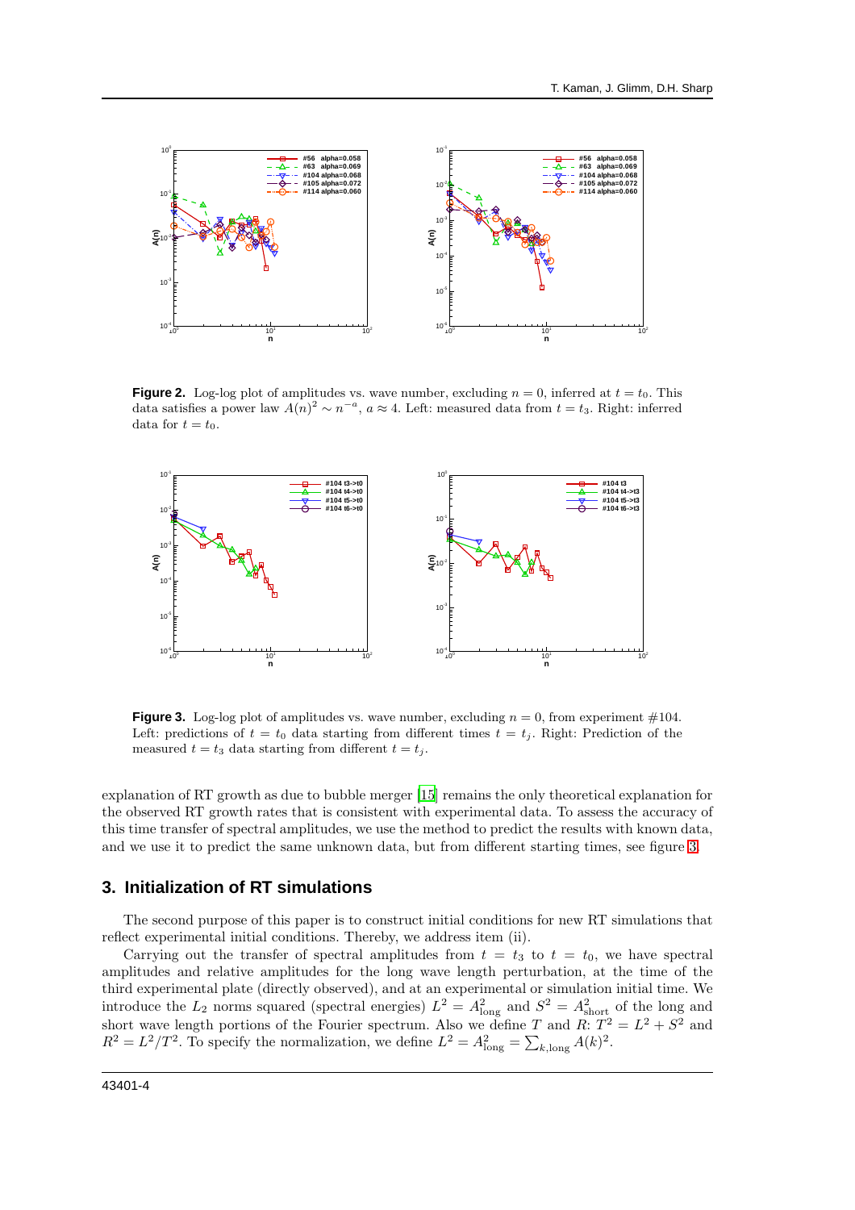**Figure 2.** Log-log plot of amplitudes vs. wave number, excluding $n = 0$, inferred at $t = t_0$. This data satisfies a power law $A(n)^2 \sim n^{-a}$, $a \approx 4$. Left: measured data from $t = t_3$. Right: inferred data for $t = t_0$.

**Figure 3.** Log-log plot of amplitudes vs. wave number, excluding $n = 0$, from experiment #104. Left: predictions of $t = t_0$ data starting from different times $t = t_j$. Right: Prediction of the measured $t = t_3$ data starting from different $t = t_j$.

explanation of RT growth as due to bubble merger [15] remains the only theoretical explanation for the observed RT growth rates that is consistent with experimental data. To assess the accuracy of this time transfer of spectral amplitudes, we use the method to predict the results with known data, and we use it to predict the same unknown data, but from different starting times, see figure 3.

## 3. Initialization of RT simulations

The second purpose of this paper is to construct initial conditions for new RT simulations that reflect experimental initial conditions. Thereby, we address item (ii).

Carrying out the transfer of spectral amplitudes from $t = t_3$ to $t = t_0$, we have spectral amplitudes and relative amplitudes for the long wave length perturbation, at the time of the third experimental plate (directly observed), and at an experimental or simulation initial time. We introduce the $L_2$ norms squared (spectral energies) $L^2 = A^2_{\text{long}}$ and $S^2 = A^2_{\text{short}}$ of the long and short wave length portions of the Fourier spectrum. Also we define $T$ and $R$: $T^2 = L^2 + S^2$ and $R^2 = L^2/T^2$. To specify the normalization, we define $L^2 = A^2_{\text{long}} = \sum_{k,\text{long}} A(k)^2$.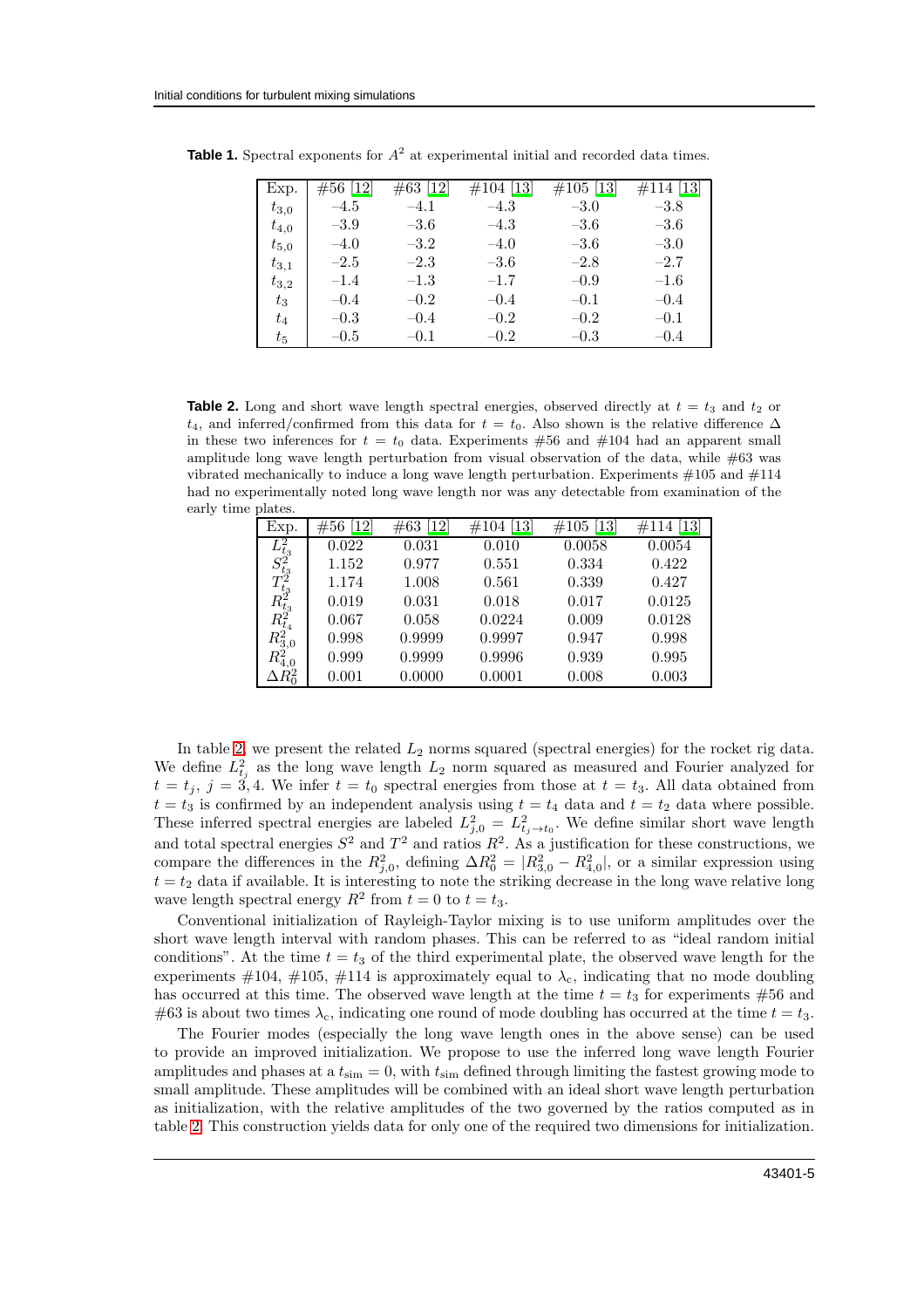**Table 1.** Spectral exponents for $A^2$ at experimental initial and recorded data times.

| Exp. | #56 [12] | #63 [12] | #104 [13] | #105 [13] | #114 [13] |
|---|---|---|---|---|---|
| $t_{3,0}$ | $-4.5$ | $-4.1$ | $-4.3$ | $-3.0$ | $-3.8$ |
| $t_{4,0}$ | $-3.9$ | $-3.6$ | $-4.3$ | $-3.6$ | $-3.6$ |
| $t_{5,0}$ | $-4.0$ | $-3.2$ | $-4.0$ | $-3.6$ | $-3.0$ |
| $t_{3,1}$ | $-2.5$ | $-2.3$ | $-3.6$ | $-2.8$ | $-2.7$ |
| $t_{3,2}$ | $-1.4$ | $-1.3$ | $-1.7$ | $-0.9$ | $-1.6$ |
| $t_3$ | $-0.4$ | $-0.2$ | $-0.4$ | $-0.1$ | $-0.4$ |
| $t_4$ | $-0.3$ | $-0.4$ | $-0.2$ | $-0.2$ | $-0.1$ |
| $t_5$ | $-0.5$ | $-0.1$ | $-0.2$ | $-0.3$ | $-0.4$ |

**Table 2.** Long and short wave length spectral energies, observed directly at $t = t_3$ and $t_2$ or $t_4$, and inferred/confirmed from this data for $t = t_0$. Also shown is the relative difference $\Delta$ in these two inferences for $t = t_0$ data. Experiments #56 and #104 had an apparent small amplitude long wave length perturbation from visual observation of the data, while #63 was vibrated mechanically to induce a long wave length perturbation. Experiments #105 and #114 had no experimentally noted long wave length nor was any detectable from examination of the early time plates.

| Exp. | #56 [12] | #63 [12] | #104 [13] | #105 [13] | #114 [13] |
|---|---|---|---|---|---|
| $L^2_{t_3}$ | 0.022 | 0.031 | 0.010 | 0.0058 | 0.0054 |
| $S^2_{t_3}$ | 1.152 | 0.977 | 0.551 | 0.334 | 0.422 |
| $T^2_{t_3}$ | 1.174 | 1.008 | 0.561 | 0.339 | 0.427 |
| $R^2_{t_3}$ | 0.019 | 0.031 | 0.018 | 0.017 | 0.0125 |
| $R^2_{t_4}$ | 0.067 | 0.058 | 0.0224 | 0.009 | 0.0128 |
| $R^2_{3,0}$ | 0.998 | 0.9999 | 0.9997 | 0.947 | 0.998 |
| $R^2_{4,0}$ | 0.999 | 0.9999 | 0.9996 | 0.939 | 0.995 |
| $\Delta R^2_0$ | 0.001 | 0.0000 | 0.0001 | 0.008 | 0.003 |

In table 2, we present the related $L_2$ norms squared (spectral energies) for the rocket rig data. We define $L^2_{t_j}$ as the long wave length $L_2$ norm squared as measured and Fourier analyzed for $t = t_j$, $j = 3, 4$. We infer $t = t_0$ spectral energies from those at $t = t_3$. All data obtained from $t = t_3$ is confirmed by an independent analysis using $t = t_4$ data and $t = t_2$ data where possible. These inferred spectral energies are labeled $L^2_{j,0} = L^2_{t_j \to t_0}$. We define similar short wave length and total spectral energies $S^2$ and $T^2$ and ratios $R^2$. As a justification for these constructions, we compare the differences in the $R^2_{j,0}$, defining $\Delta R^2_0 = |R^2_{3,0} - R^2_{4,0}|$, or a similar expression using $t = t_2$ data if available. It is interesting to note the striking decrease in the long wave relative long wave length spectral energy $R^2$ from $t = 0$ to $t = t_3$.

Conventional initialization of Rayleigh-Taylor mixing is to use uniform amplitudes over the short wave length interval with random phases. This can be referred to as "ideal random initial conditions". At the time $t = t_3$ of the third experimental plate, the observed wave length for the experiments #104, #105, #114 is approximately equal to $\lambda_c$, indicating that no mode doubling has occurred at this time. The observed wave length at the time $t = t_3$ for experiments #56 and #63 is about two times $\lambda_c$, indicating one round of mode doubling has occurred at the time $t = t_3$.

The Fourier modes (especially the long wave length ones in the above sense) can be used to provide an improved initialization. We propose to use the inferred long wave length Fourier amplitudes and phases at a $t_{\rm sim} = 0$, with $t_{\rm sim}$ defined through limiting the fastest growing mode to small amplitude. These amplitudes will be combined with an ideal short wave length perturbation as initialization, with the relative amplitudes of the two governed by the ratios computed as in table 2. This construction yields data for only one of the required two dimensions for initialization.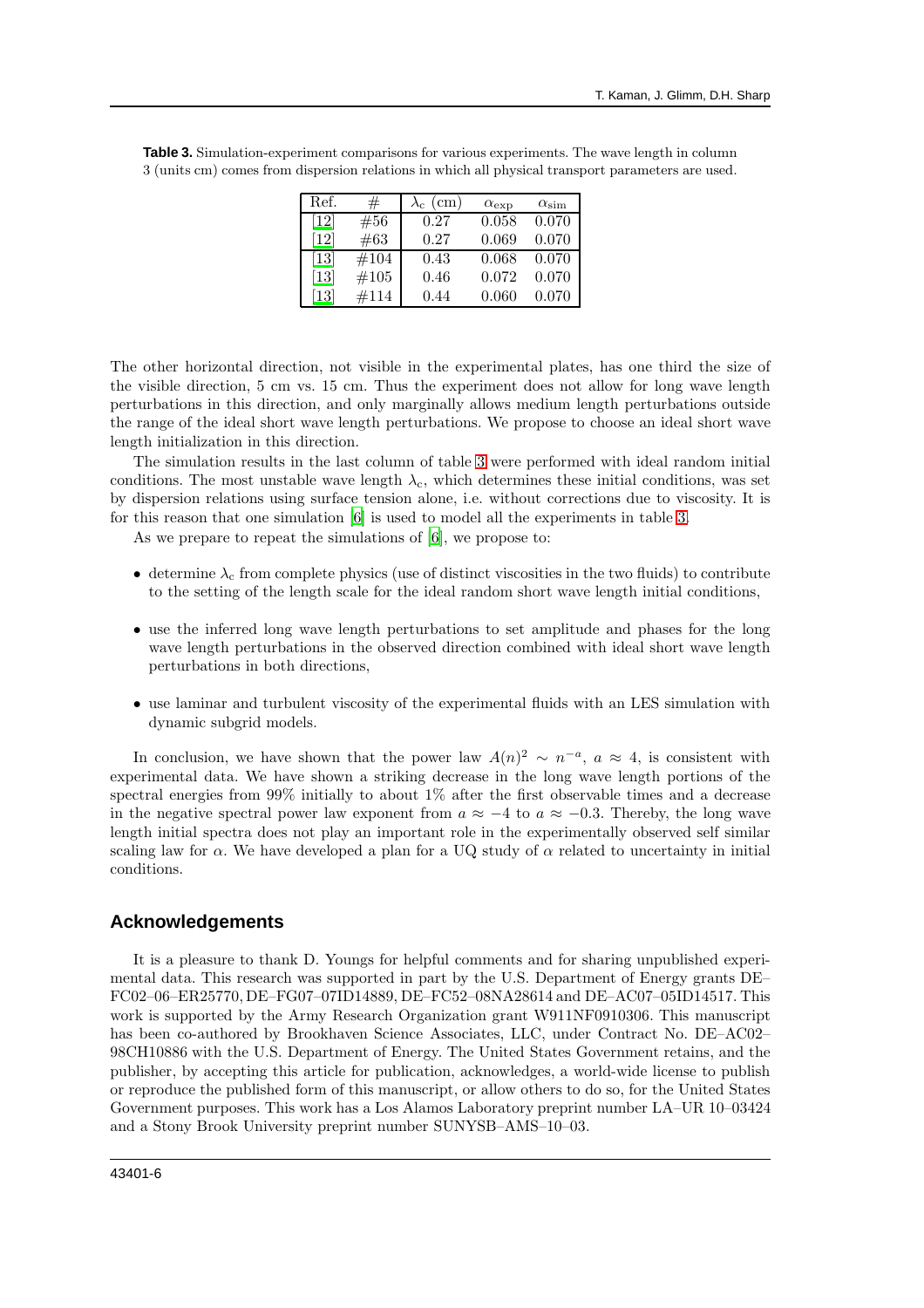**Table 3.** Simulation-experiment comparisons for various experiments. The wave length in column 3 (units cm) comes from dispersion relations in which all physical transport parameters are used.

| Ref. | # | $\lambda_c$ (cm) | $\alpha_{\rm exp}$ | $\alpha_{\rm sim}$ |
|---|---|---|---|---|
| [12] | #56 | 0.27 | 0.058 | 0.070 |
| [12] | #63 | 0.27 | 0.069 | 0.070 |
| [13] | #104 | 0.43 | 0.068 | 0.070 |
| [13] | #105 | 0.46 | 0.072 | 0.070 |
| [13] | #114 | 0.44 | 0.060 | 0.070 |

The other horizontal direction, not visible in the experimental plates, has one third the size of the visible direction, 5 cm vs. 15 cm. Thus the experiment does not allow for long wave length perturbations in this direction, and only marginally allows medium length perturbations outside the range of the ideal short wave length perturbations. We propose to choose an ideal short wave length initialization in this direction.

The simulation results in the last column of table 3 were performed with ideal random initial conditions. The most unstable wave length $\lambda_c$, which determines these initial conditions, was set by dispersion relations using surface tension alone, i.e. without corrections due to viscosity. It is for this reason that one simulation [6] is used to model all the experiments in table 3.

As we prepare to repeat the simulations of [6], we propose to:

- determine $\lambda_c$ from complete physics (use of distinct viscosities in the two fluids) to contribute to the setting of the length scale for the ideal random short wave length initial conditions,
- use the inferred long wave length perturbations to set amplitude and phases for the long wave length perturbations in the observed direction combined with ideal short wave length perturbations in both directions,
- use laminar and turbulent viscosity of the experimental fluids with an LES simulation with dynamic subgrid models.

In conclusion, we have shown that the power law $A(n)^2 \sim n^{-a}$, $a \approx 4$, is consistent with experimental data. We have shown a striking decrease in the long wave length portions of the spectral energies from 99% initially to about 1% after the first observable times and a decrease in the negative spectral power law exponent from $a \approx -4$ to $a \approx -0.3$. Thereby, the long wave length initial spectra does not play an important role in the experimentally observed self similar scaling law for $\alpha$. We have developed a plan for a UQ study of $\alpha$ related to uncertainty in initial conditions.

## Acknowledgements

It is a pleasure to thank D. Youngs for helpful comments and for sharing unpublished experimental data. This research was supported in part by the U.S. Department of Energy grants DE–FC02–06–ER25770, DE–FG07–07ID14889, DE–FC52–08NA28614 and DE–AC07–05ID14517. This work is supported by the Army Research Organization grant W911NF0910306. This manuscript has been co-authored by Brookhaven Science Associates, LLC, under Contract No. DE–AC02–98CH10886 with the U.S. Department of Energy. The United States Government retains, and the publisher, by accepting this article for publication, acknowledges, a world-wide license to publish or reproduce the published form of this manuscript, or allow others to do so, for the United States Government purposes. This work has a Los Alamos Laboratory preprint number LA–UR 10–03424 and a Stony Brook University preprint number SUNYSB–AMS–10–03.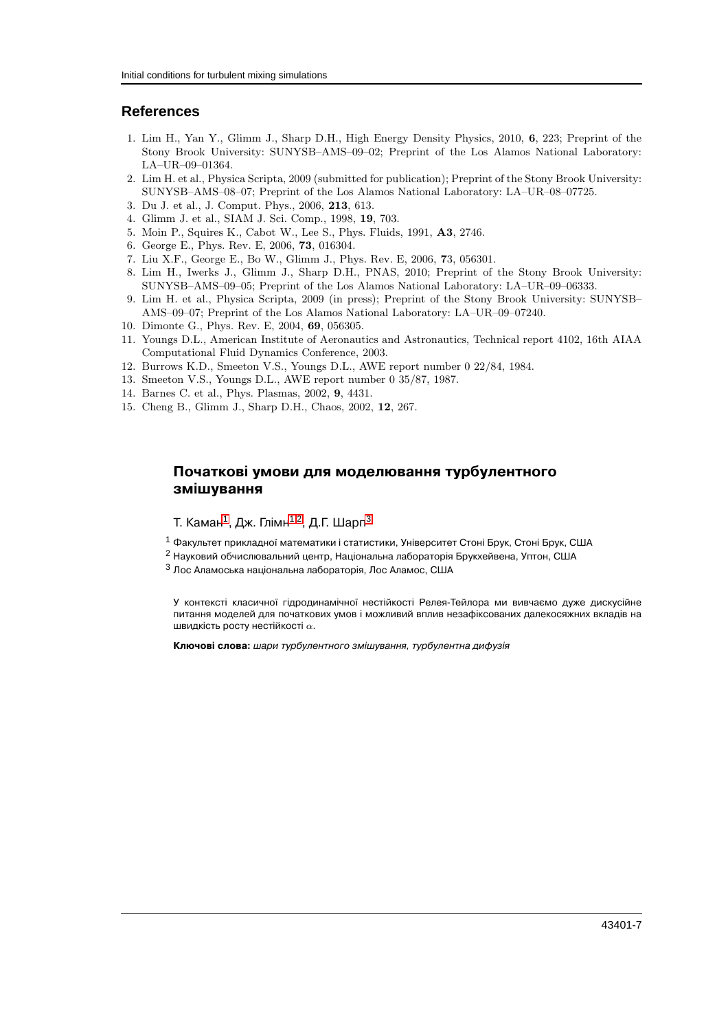## References

1. Lim H., Yan Y., Glimm J., Sharp D.H., High Energy Density Physics, 2010, **6**, 223; Preprint of the Stony Brook University: SUNYSB–AMS–09–02; Preprint of the Los Alamos National Laboratory: LA–UR–09–01364.
2. Lim H. et al., Physica Scripta, 2009 (submitted for publication); Preprint of the Stony Brook University: SUNYSB–AMS–08–07; Preprint of the Los Alamos National Laboratory: LA–UR–08–07725.
3. Du J. et al., J. Comput. Phys., 2006, **213**, 613.
4. Glimm J. et al., SIAM J. Sci. Comp., 1998, **19**, 703.
5. Moin P., Squires K., Cabot W., Lee S., Phys. Fluids, 1991, **A3**, 2746.
6. George E., Phys. Rev. E, 2006, **73**, 016304.
7. Liu X.F., George E., Bo W., Glimm J., Phys. Rev. E, 2006, **7**3, 056301.
8. Lim H., Iwerks J., Glimm J., Sharp D.H., PNAS, 2010; Preprint of the Stony Brook University: SUNYSB–AMS–09–05; Preprint of the Los Alamos National Laboratory: LA–UR–09–06333.
9. Lim H. et al., Physica Scripta, 2009 (in press); Preprint of the Stony Brook University: SUNYSB–AMS–09–07; Preprint of the Los Alamos National Laboratory: LA–UR–09–07240.
10. Dimonte G., Phys. Rev. E, 2004, **69**, 056305.
11. Youngs D.L., American Institute of Aeronautics and Astronautics, Technical report 4102, 16th AIAA Computational Fluid Dynamics Conference, 2003.
12. Burrows K.D., Smeeton V.S., Youngs D.L., AWE report number 0 22/84, 1984.
13. Smeeton V.S., Youngs D.L., AWE report number 0 35/87, 1987.
14. Barnes C. et al., Phys. Plasmas, 2002, **9**, 4431.
15. Cheng B., Glimm J., Sharp D.H., Chaos, 2002, **12**, 267.

## Початкові умови для моделювання турбулентного змішування

Т. Каман[1], Дж. Глімн[1,2], Д.Г. Шарп[3]

[1] Факультет прикладної математики і статистики, Університет Стоні Брук, Стоні Брук, США

[2] Науковий обчислювальний центр, Національна лабораторія Брукхейвена, Уптон, США

[3] Лос Аламоська національна лабораторія, Лос Аламос, США

У контексті класичної гідродинамічної нестійкості Релея-Тейлора ми вивчаємо дуже дискусійне питання моделей для початкових умов і можливий вплив незафіксованих далекосяжних вкладів на швидкість росту нестійкості $\alpha$.

**Ключові слова:** *шари турбулентного змішування, турбулентна дифузія*